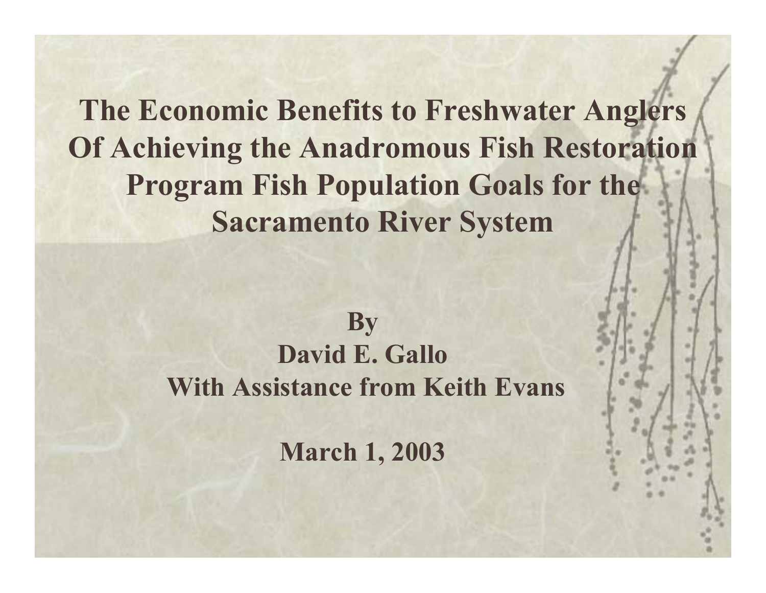# The Economic Benefits to Freshwater Anglers Of Achieving the Anadromous Fish Restoration Program Fish Population Goals for the Sacramento River System

**By**

**David E. Gallo**

**With Assistance from Keith Evans**

**March 1, 2003**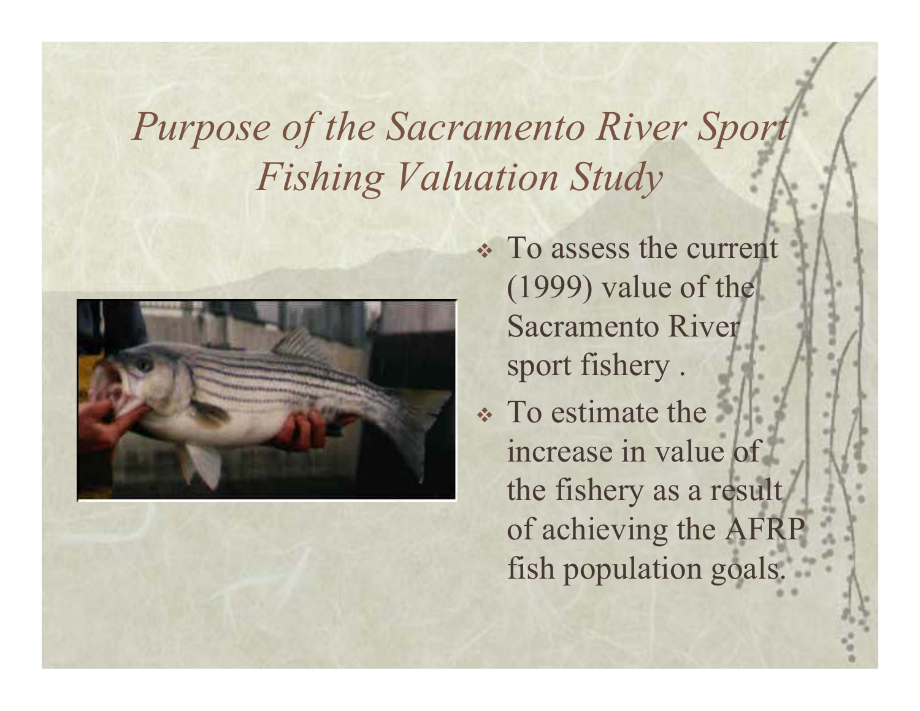# *Purpose of the Sacramento River Sport Fishing Valuation Study*

- To assess the current (1999) value of the Sacramento River sport fishery .
- To estimate the increase in value of the fishery as a result of achieving the AFRP fish population goals.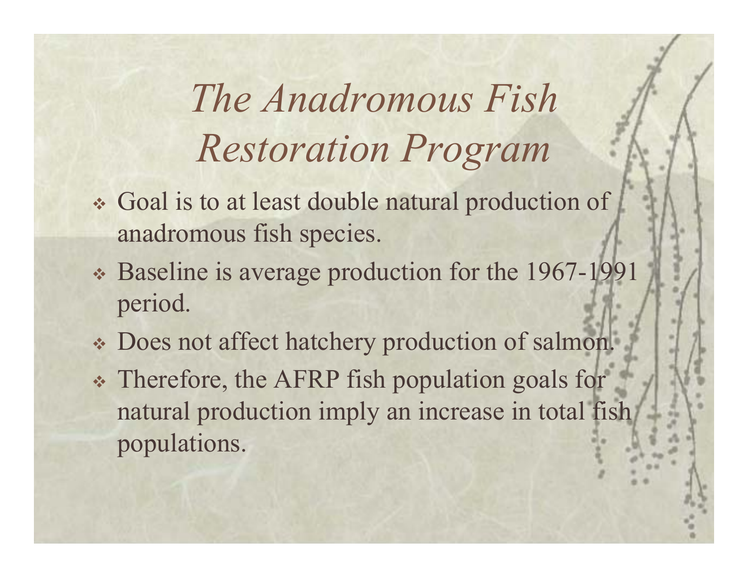# *The Anadromous Fish Restoration Program*

- Goal is to at least double natural production of anadromous fish species.
- Baseline is average production for the 1967-1991 period.
- Does not affect hatchery production of salmon.
- Therefore, the AFRP fish population goals for natural production imply an increase in total fish populations.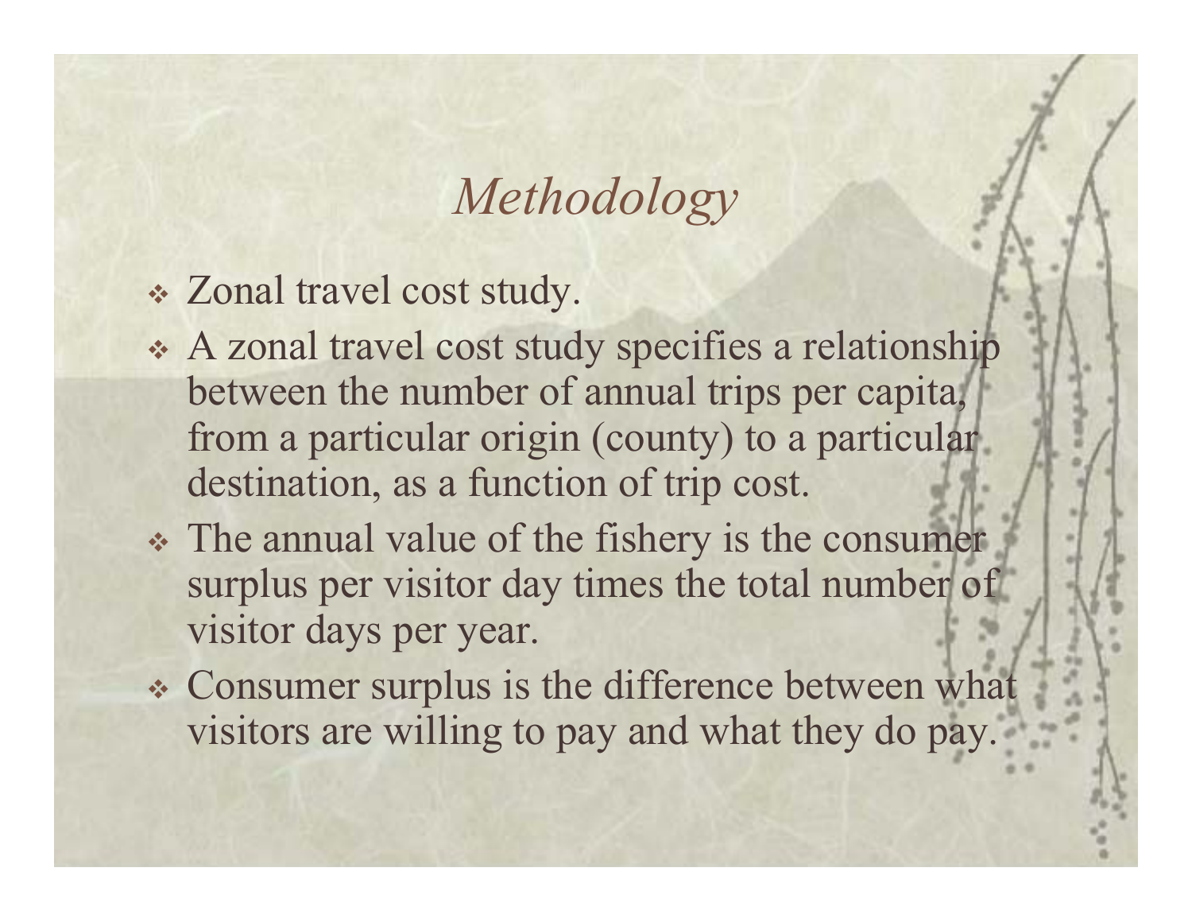# *Methodology*

- Zonal travel cost study.
- A zonal travel cost study specifies a relationship between the number of annual trips per capita, from a particular origin (county) to a particular destination, as a function of trip cost.
- The annual value of the fishery is the consumer surplus per visitor day times the total number of visitor days per year.
- Consumer surplus is the difference between what visitors are willing to pay and what they do pay.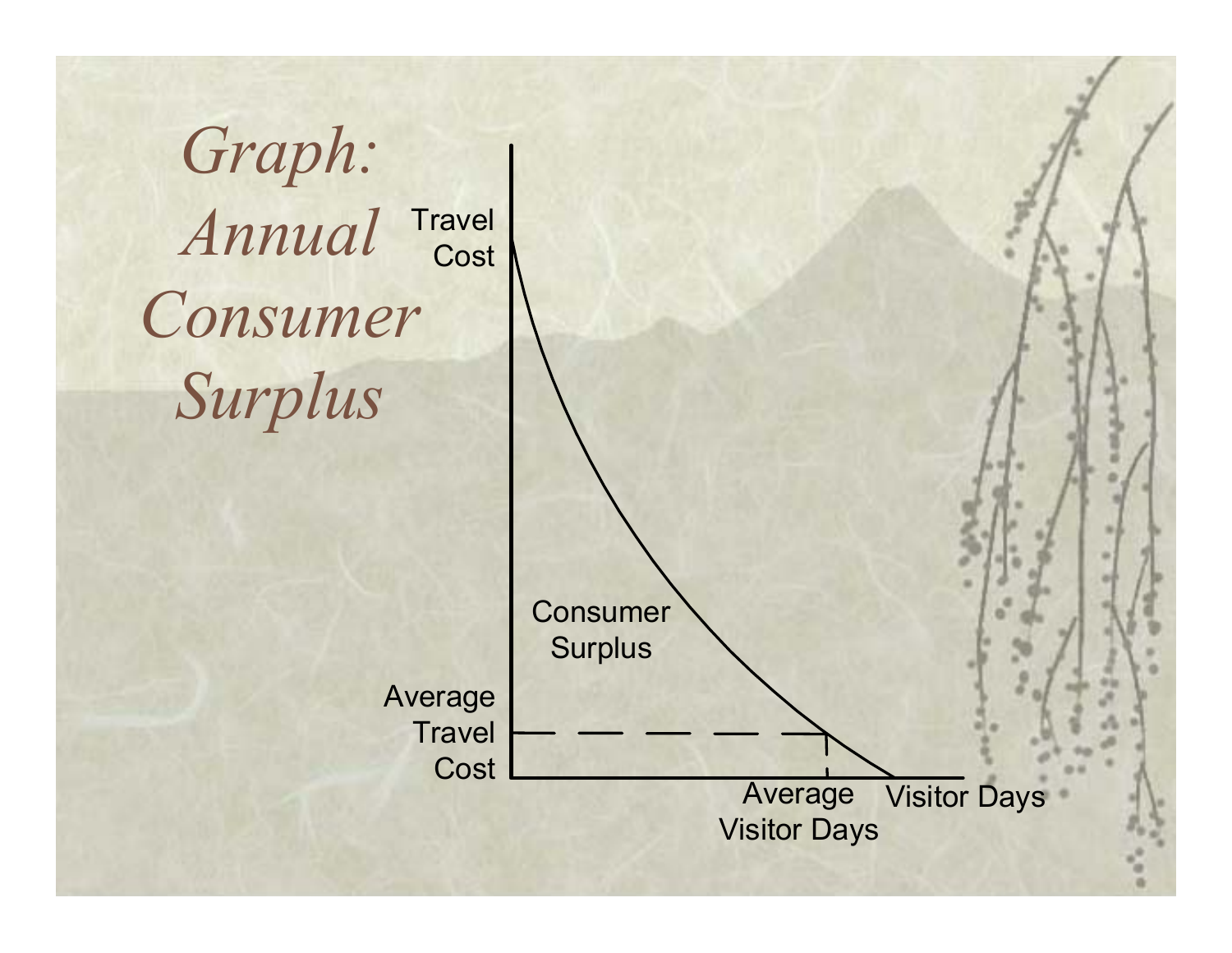# *Graph: Annual Consumer Surplus*

Travel Cost

Consumer Surplus

Average Travel Cost

Average Visitor Days

Visitor Days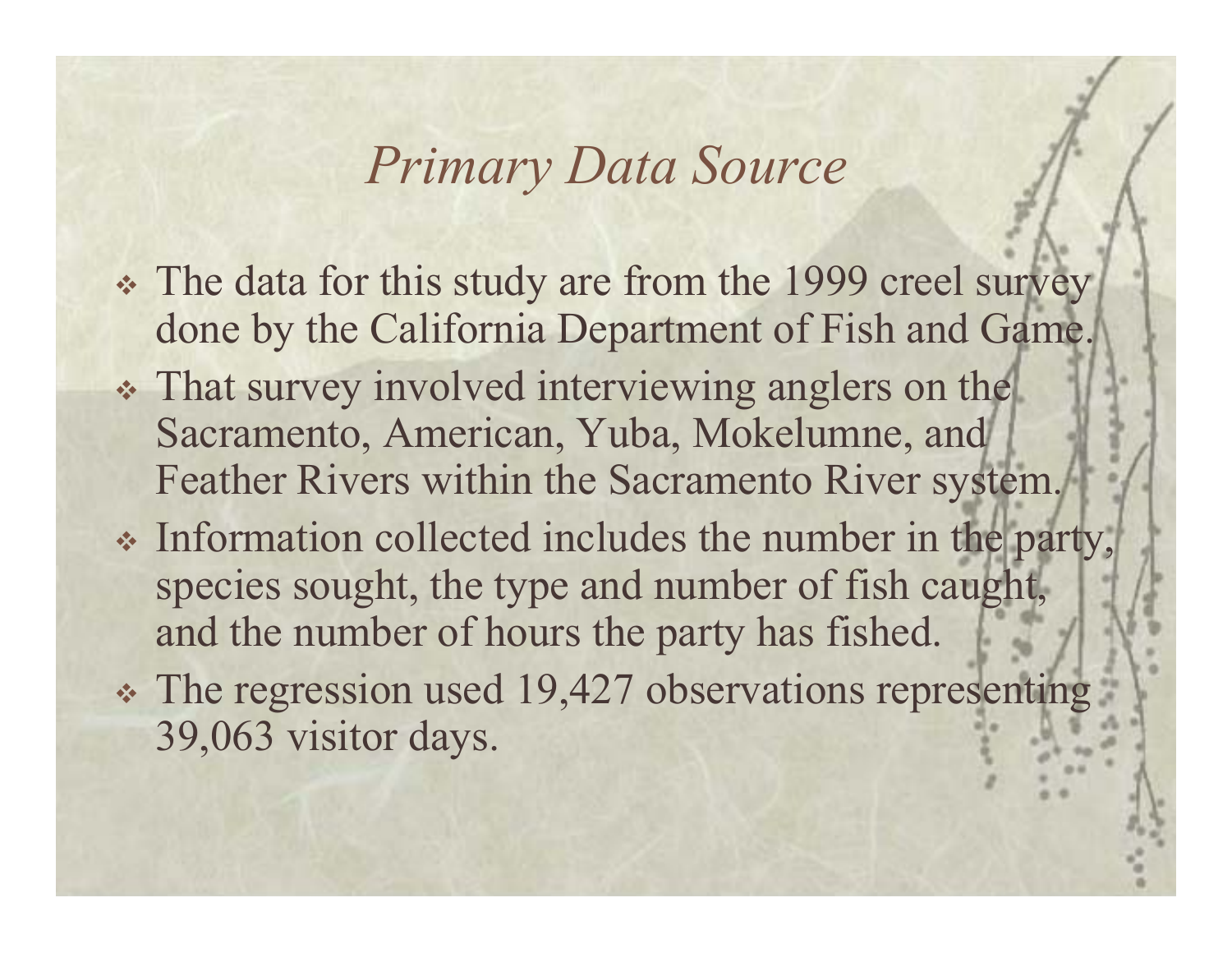# *Primary Data Source*

- The data for this study are from the 1999 creel survey done by the California Department of Fish and Game.
- That survey involved interviewing anglers on the Sacramento, American, Yuba, Mokelumne, and Feather Rivers within the Sacramento River system.
- Information collected includes the number in the party, species sought, the type and number of fish caught, and the number of hours the party has fished.
- The regression used 19,427 observations representing 39,063 visitor days.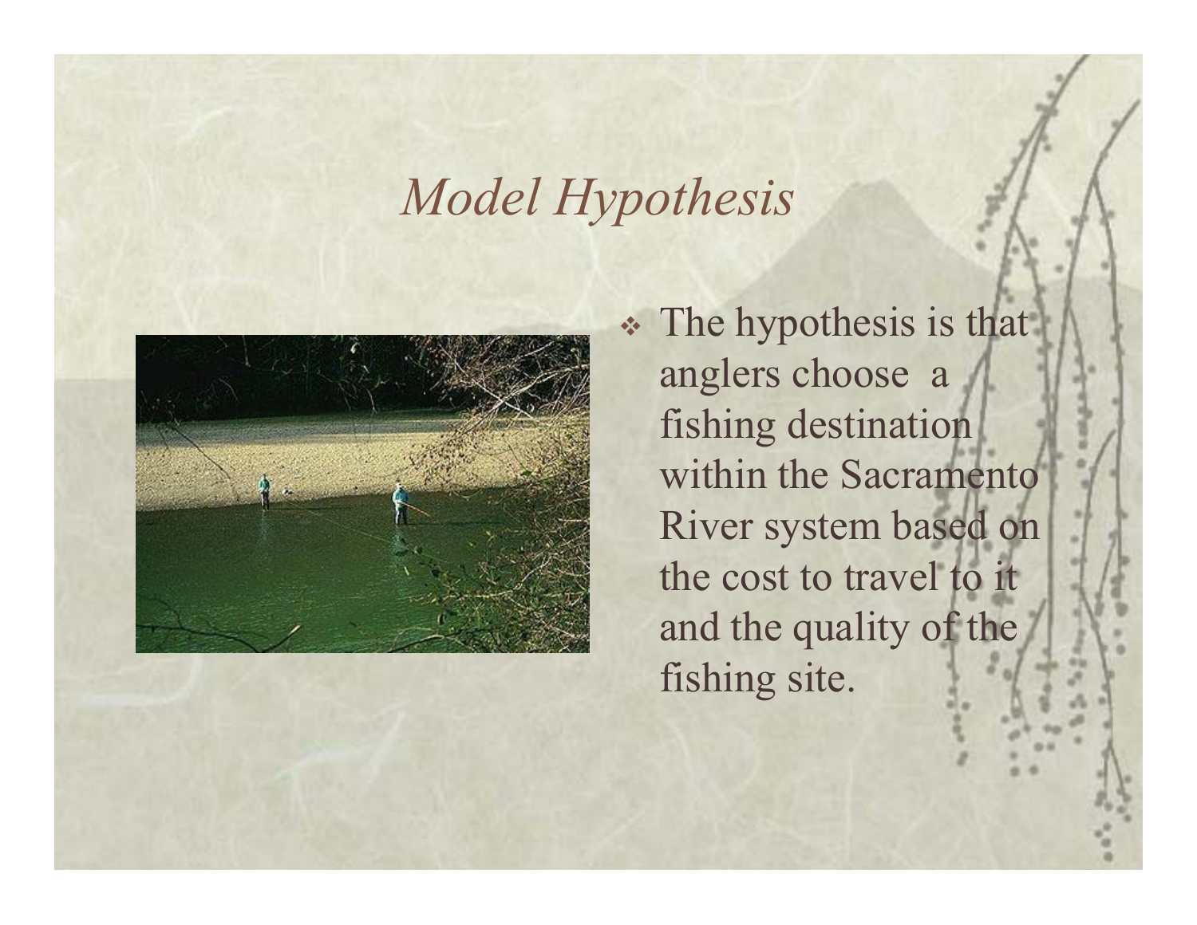# *Model Hypothesis*

- The hypothesis is that anglers choose a fishing destination within the Sacramento River system based on the cost to travel to it and the quality of the fishing site.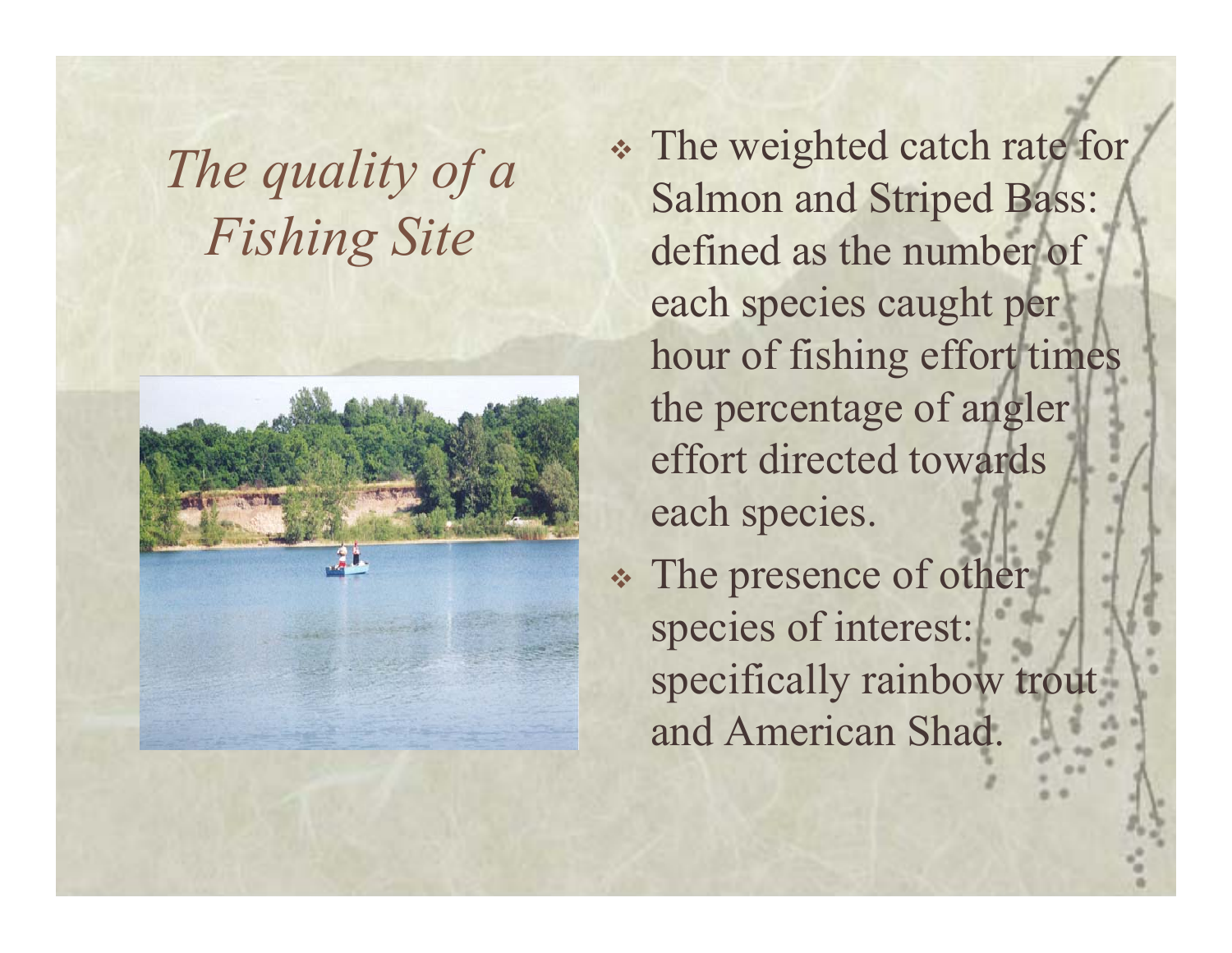# *The quality of a Fishing Site*

- The weighted catch rate for Salmon and Striped Bass: defined as the number of each species caught per hour of fishing effort times the percentage of angler effort directed towards each species.
- The presence of other species of interest: specifically rainbow trout and American Shad.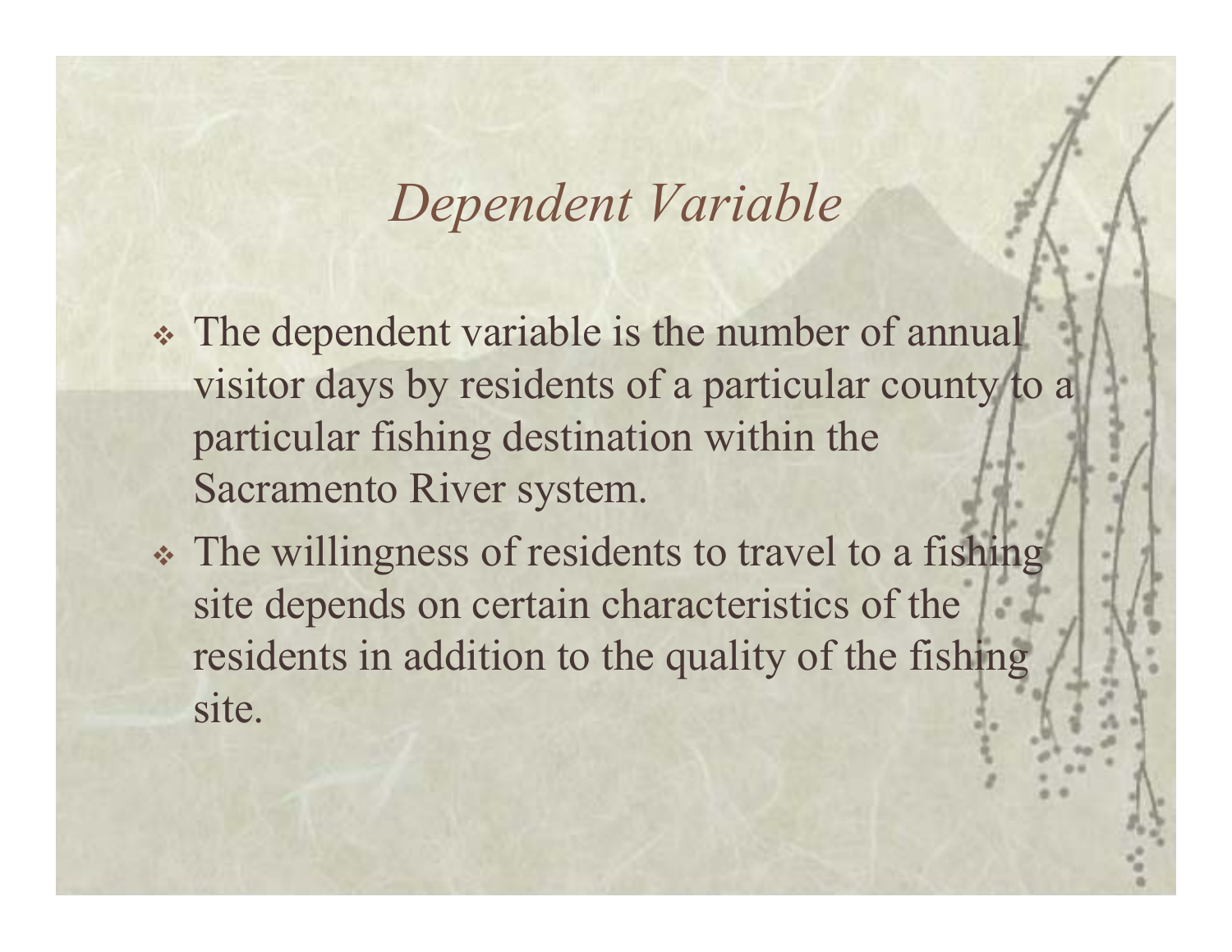# *Dependent Variable*

- The dependent variable is the number of annual visitor days by residents of a particular county to a particular fishing destination within the Sacramento River system.
- The willingness of residents to travel to a fishing site depends on certain characteristics of the residents in addition to the quality of the fishing site.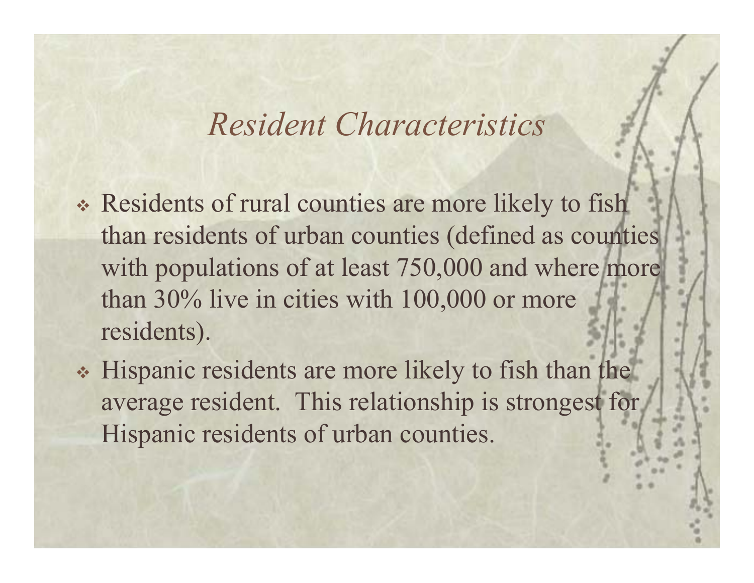# *Resident Characteristics*

- Residents of rural counties are more likely to fish than residents of urban counties (defined as counties with populations of at least 750,000 and where more than 30% live in cities with 100,000 or more residents).
- Hispanic residents are more likely to fish than the average resident. This relationship is strongest for Hispanic residents of urban counties.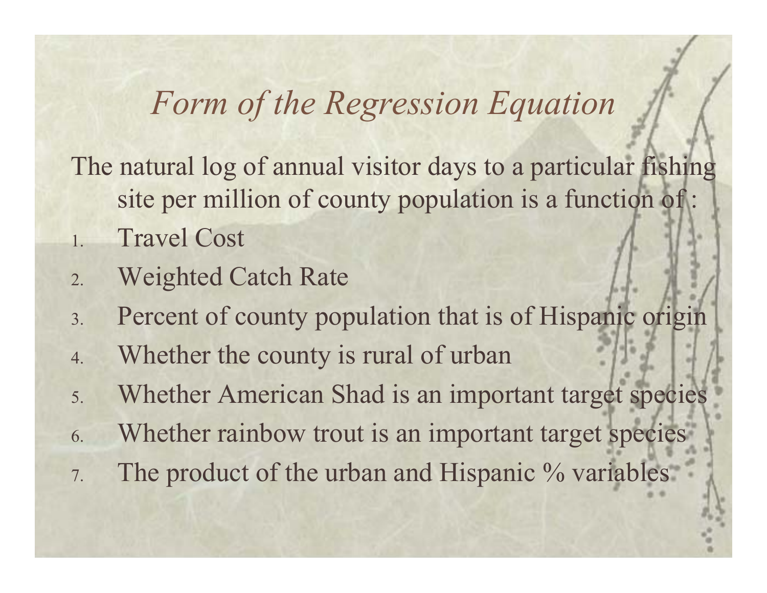# *Form of the Regression Equation*

The natural log of annual visitor days to a particular fishing site per million of county population is a function of :

1. Travel Cost
2. Weighted Catch Rate
3. Percent of county population that is of Hispanic origin
4. Whether the county is rural of urban
5. Whether American Shad is an important target species
6. Whether rainbow trout is an important target species
7. The product of the urban and Hispanic % variables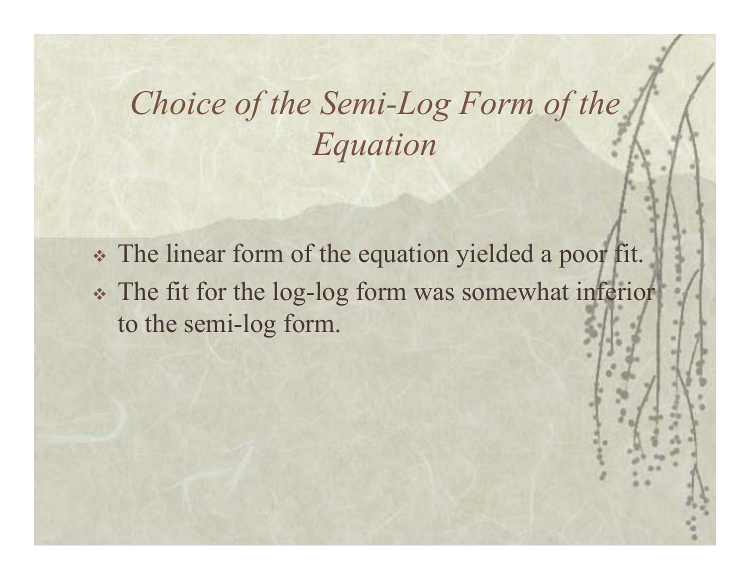# *Choice of the Semi-Log Form of the Equation*

- The linear form of the equation yielded a poor fit.
- The fit for the log-log form was somewhat inferior to the semi-log form.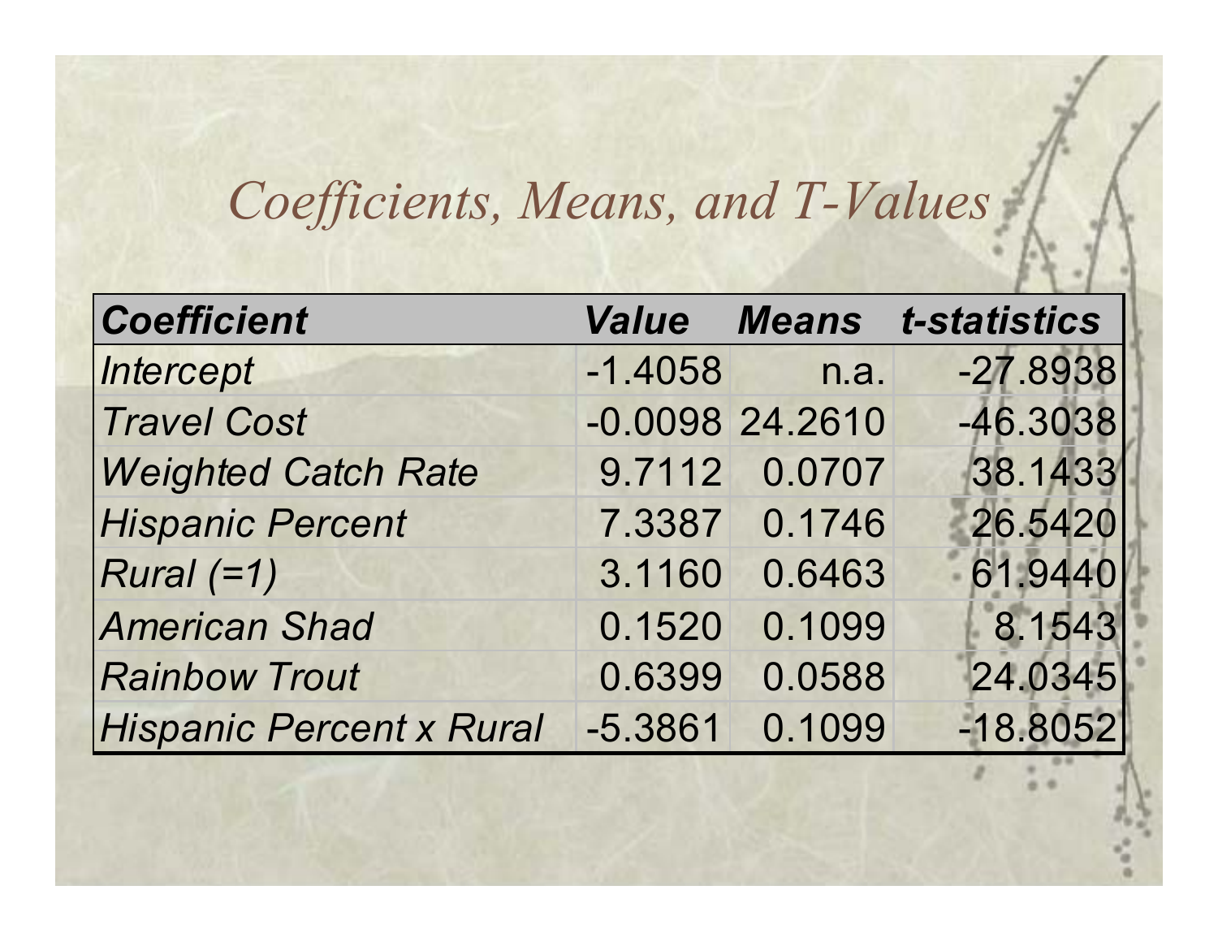# *Coefficients, Means, and T-Values*

| *Coefficient* | *Value* | *Means* | *t-statistics* |
|---|---|---|---|
| *Intercept* | -1.4058 | n.a. | -27.8938 |
| *Travel Cost* | -0.0098 | 24.2610 | -46.3038 |
| *Weighted Catch Rate* | 9.7112 | 0.0707 | 38.1433 |
| *Hispanic Percent* | 7.3387 | 0.1746 | 26.5420 |
| *Rural (=1)* | 3.1160 | 0.6463 | 61.9440 |
| *American Shad* | 0.1520 | 0.1099 | 8.1543 |
| *Rainbow Trout* | 0.6399 | 0.0588 | 24.0345 |
| *Hispanic Percent x Rural* | -5.3861 | 0.1099 | -18.8052 |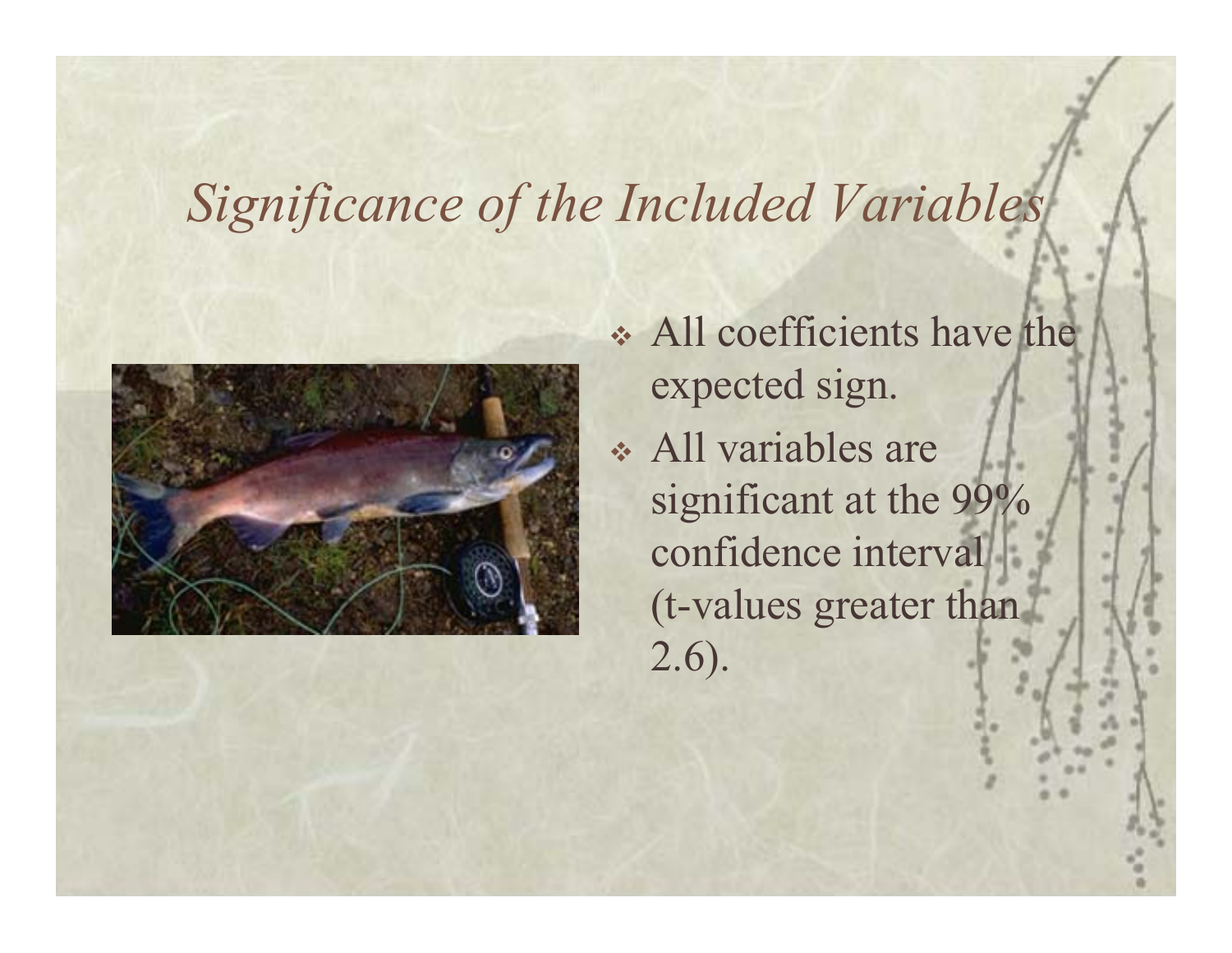# *Significance of the Included Variables*

- All coefficients have the expected sign.
- All variables are significant at the 99% confidence interval (t-values greater than 2.6).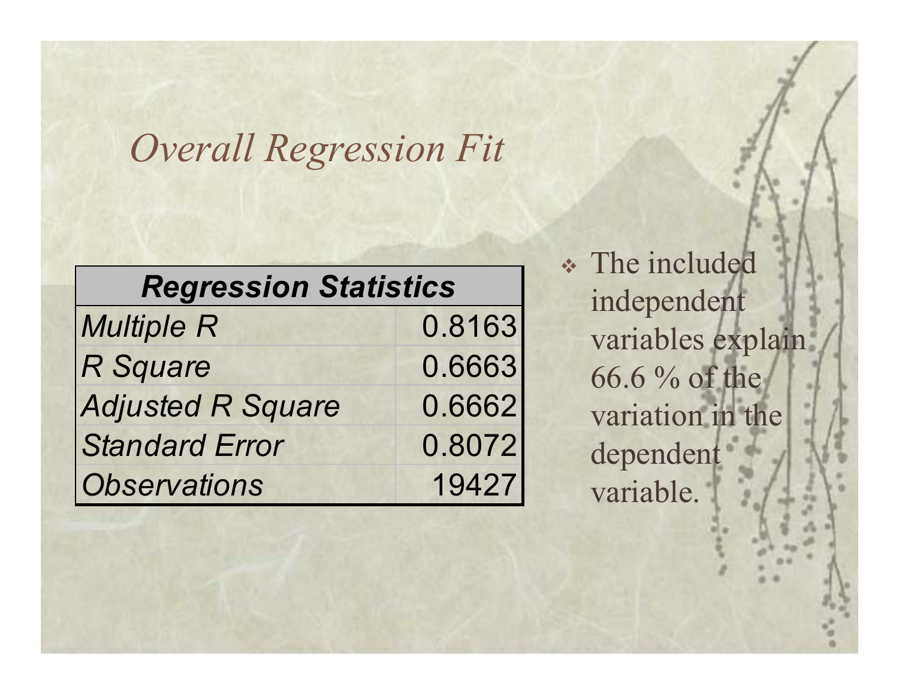## *Overall Regression Fit*

| *Regression Statistics* | |
|---|---|
| *Multiple R* | 0.8163 |
| *R Square* | 0.6663 |
| *Adjusted R Square* | 0.6662 |
| *Standard Error* | 0.8072 |
| *Observations* | 19427 |

- The included independent variables explain 66.6 % of the variation in the dependent variable.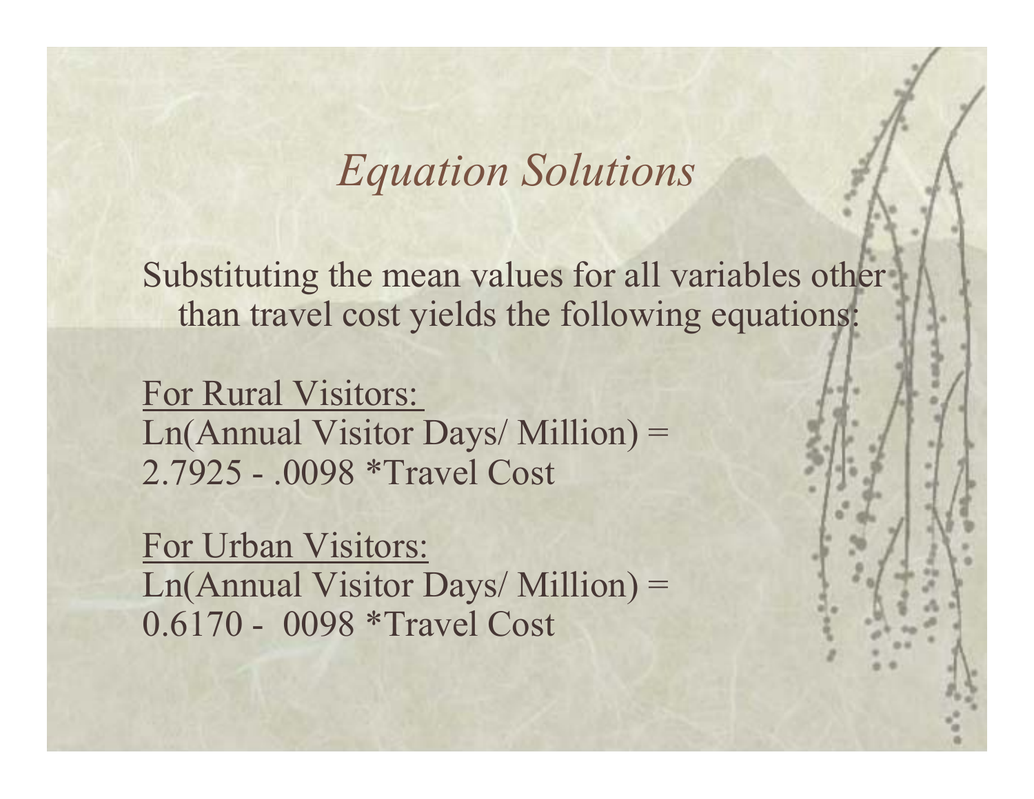## *Equation Solutions*

Substituting the mean values for all variables other than travel cost yields the following equations:

<u>For Rural Visitors:</u>
Ln(Annual Visitor Days/ Million) =
2.7925 - .0098 *Travel Cost

<u>For Urban Visitors:</u>
Ln(Annual Visitor Days/ Million) =
0.6170 - 0098 *Travel Cost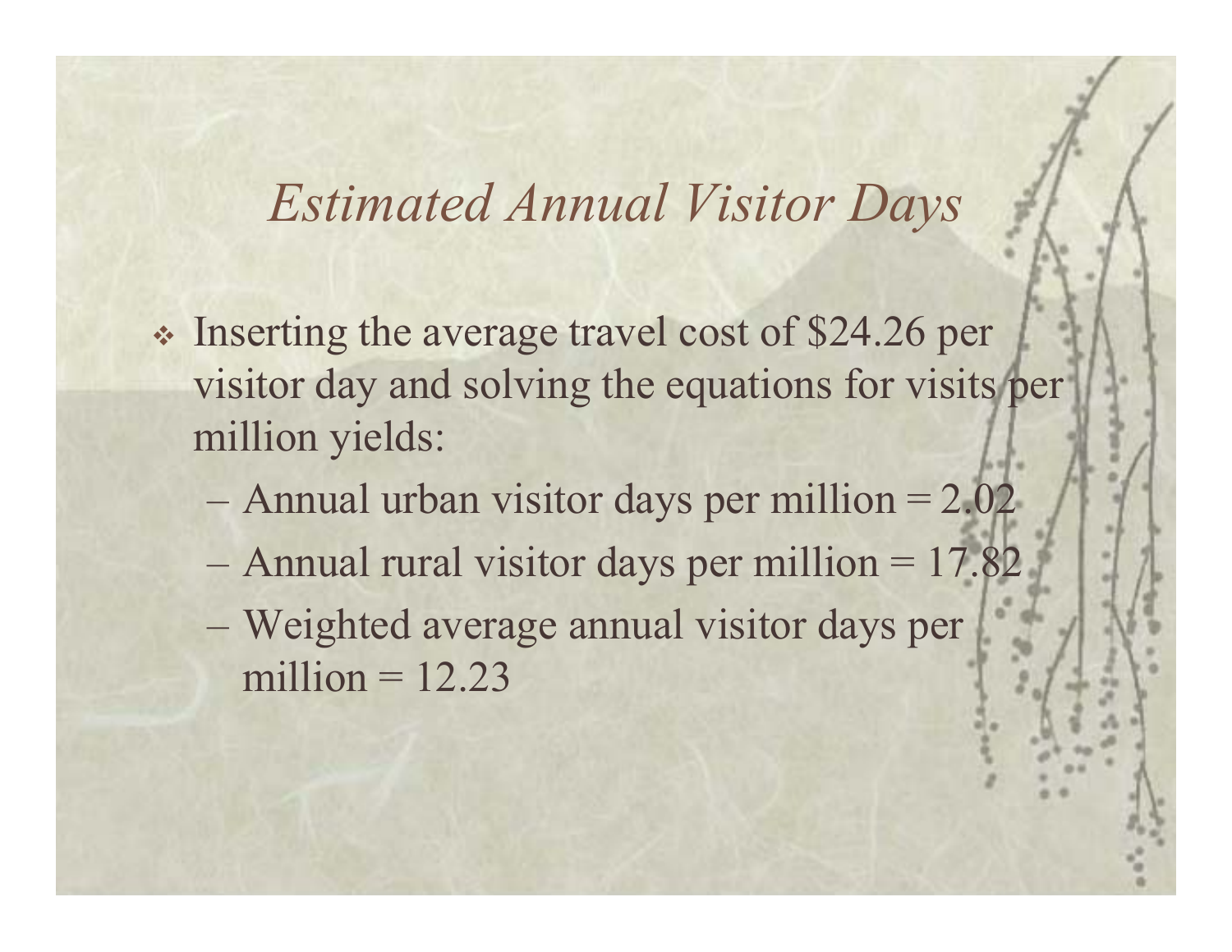# *Estimated Annual Visitor Days*

- Inserting the average travel cost of $24.26 per visitor day and solving the equations for visits per million yields:
  - Annual urban visitor days per million = 2.02
  - Annual rural visitor days per million = 17.82
  - Weighted average annual visitor days per million = 12.23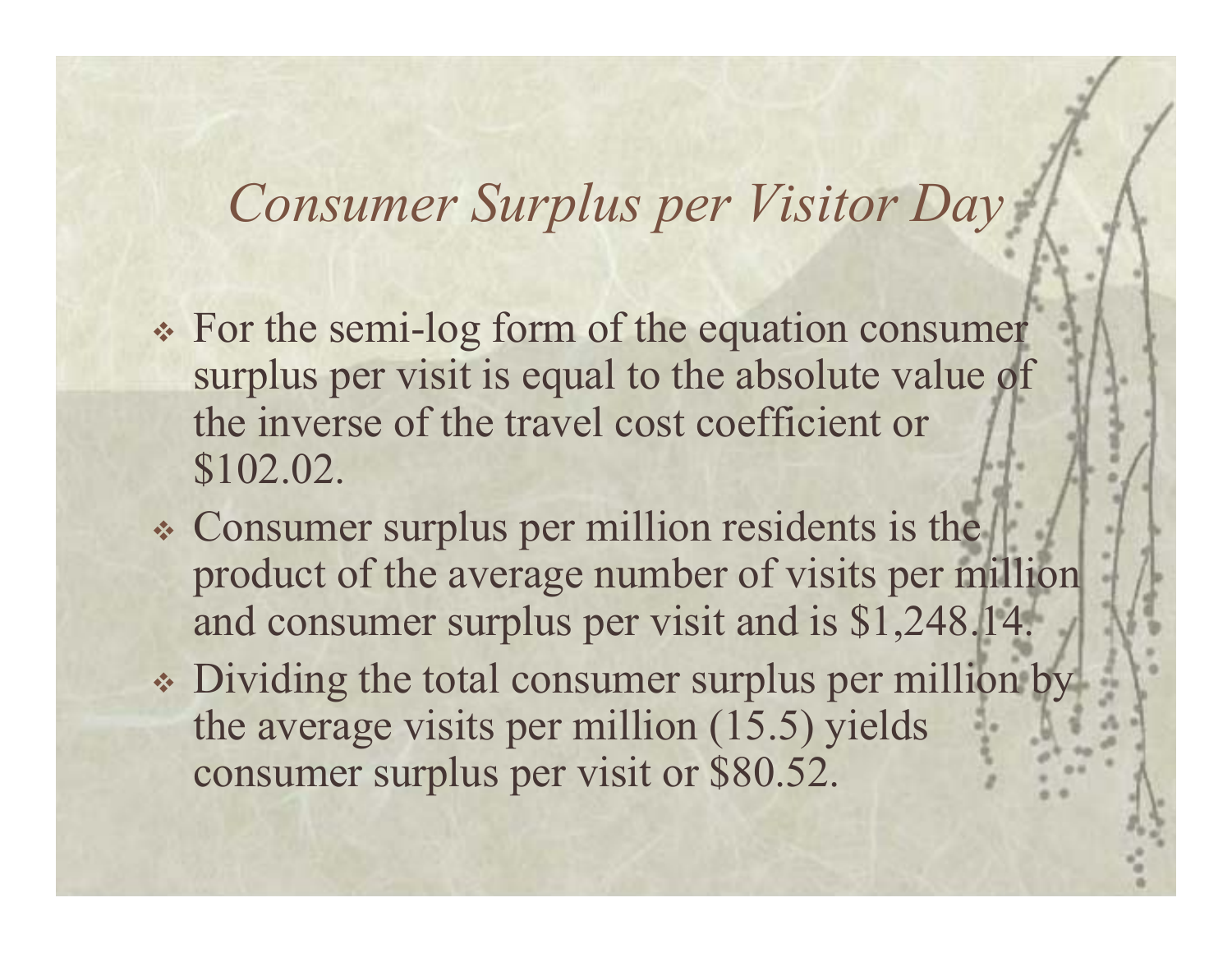# *Consumer Surplus per Visitor Day*

- For the semi-log form of the equation consumer surplus per visit is equal to the absolute value of the inverse of the travel cost coefficient or $102.02.
- Consumer surplus per million residents is the product of the average number of visits per million and consumer surplus per visit and is $1,248.14.
- Dividing the total consumer surplus per million by the average visits per million (15.5) yields consumer surplus per visit or $80.52.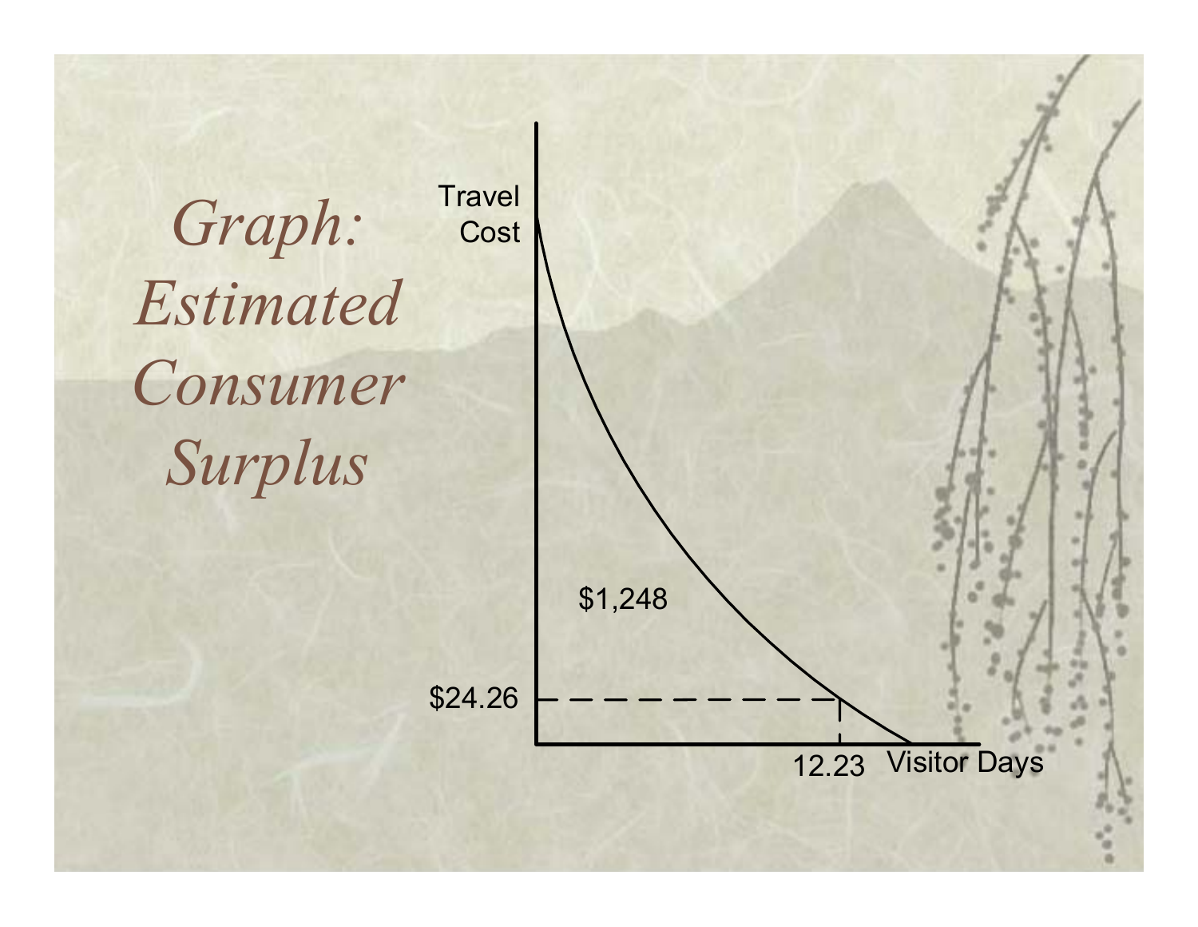# *Graph: Estimated Consumer Surplus*

Travel Cost

$1,248

$24.26

12.23

Visitor Days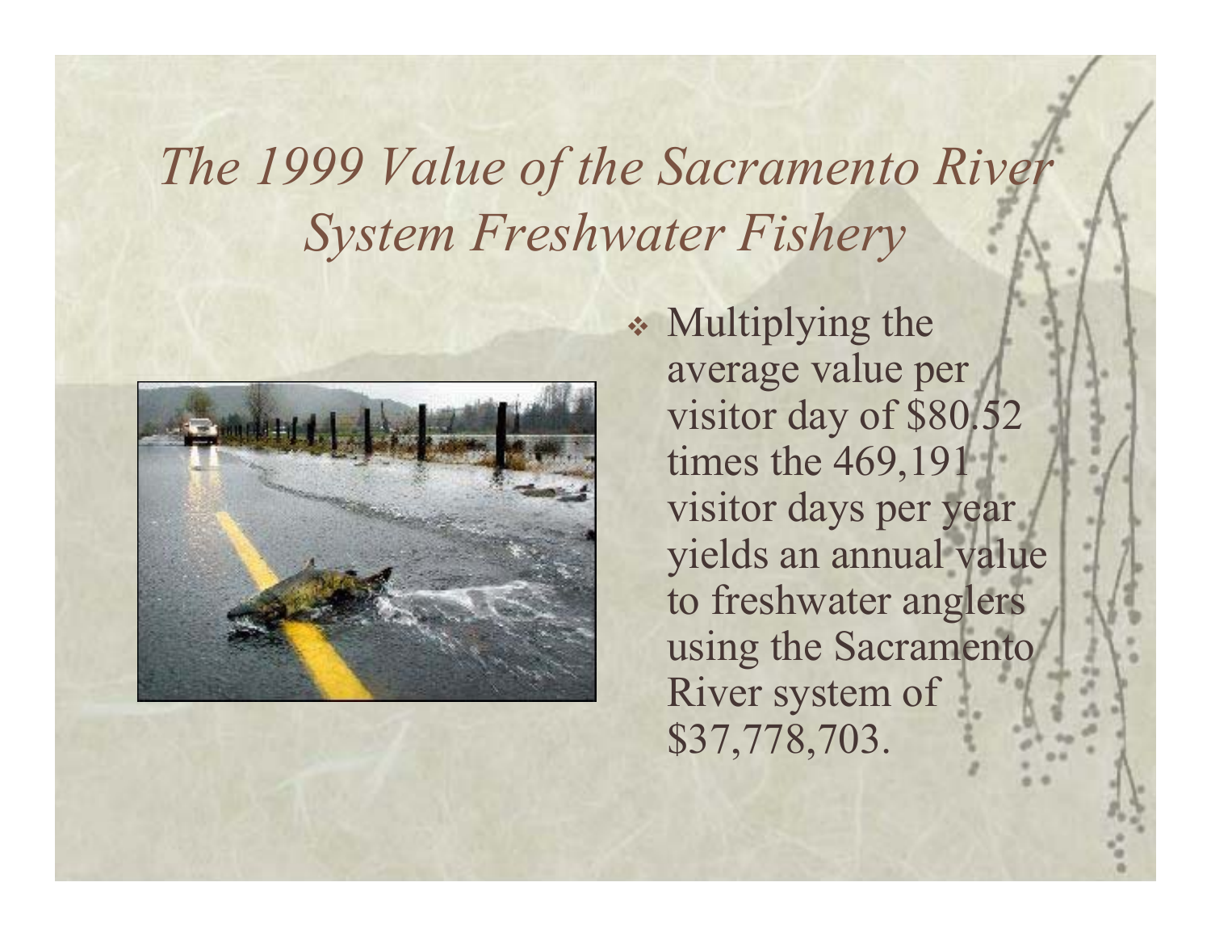# *The 1999 Value of the Sacramento River System Freshwater Fishery*

- Multiplying the average value per visitor day of $80.52 times the 469,191 visitor days per year yields an annual value to freshwater anglers using the Sacramento River system of $37,778,703.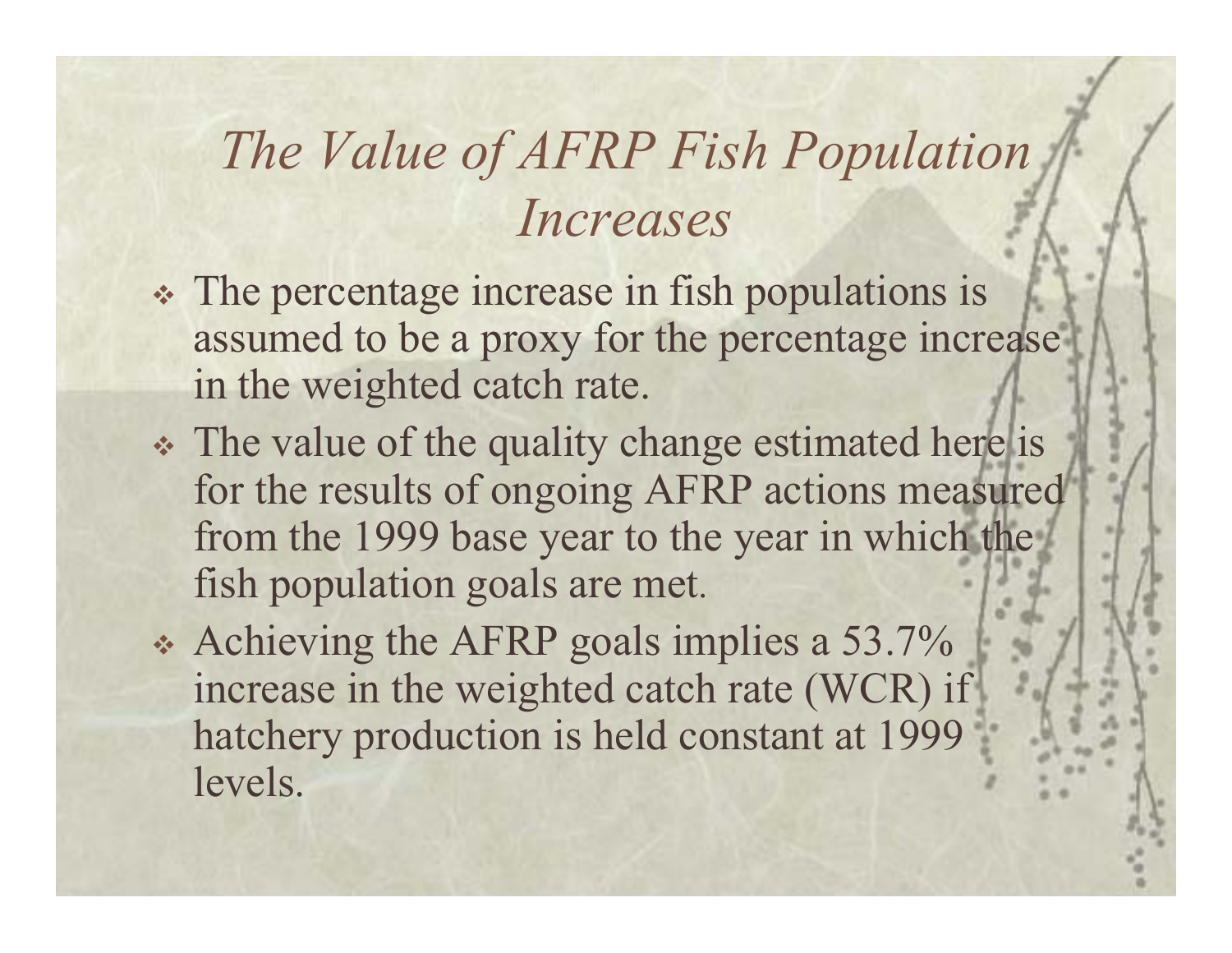# *The Value of AFRP Fish Population Increases*

- The percentage increase in fish populations is assumed to be a proxy for the percentage increase in the weighted catch rate.
- The value of the quality change estimated here is for the results of ongoing AFRP actions measured from the 1999 base year to the year in which the fish population goals are met.
- Achieving the AFRP goals implies a 53.7% increase in the weighted catch rate (WCR) if hatchery production is held constant at 1999 levels.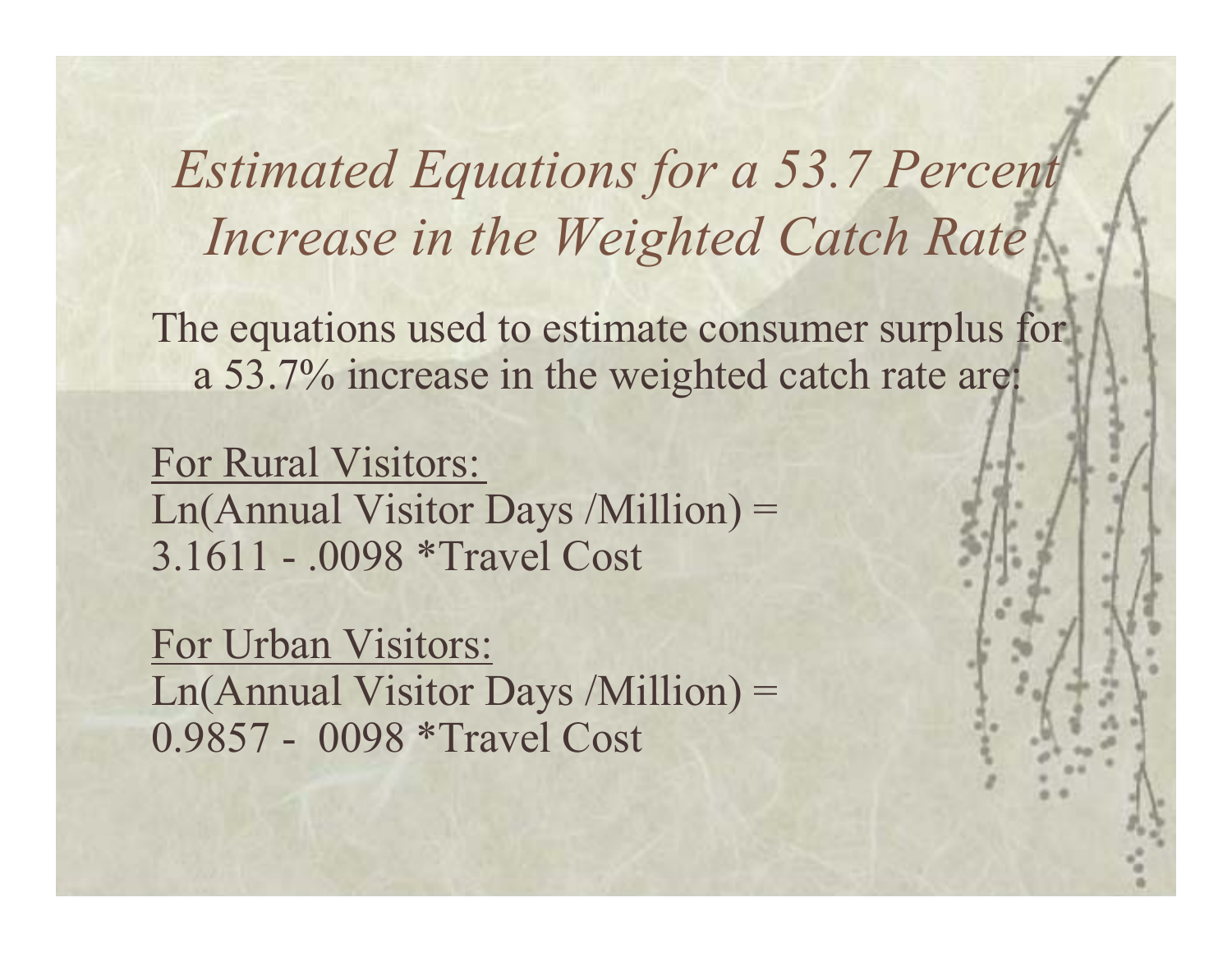# *Estimated Equations for a 53.7 Percent Increase in the Weighted Catch Rate*

The equations used to estimate consumer surplus for a 53.7% increase in the weighted catch rate are:

<u>For Rural Visitors:</u>
Ln(Annual Visitor Days /Million) =
3.1611 - .0098 *Travel Cost

<u>For Urban Visitors:</u>
Ln(Annual Visitor Days /Million) =
0.9857 - 0098 *Travel Cost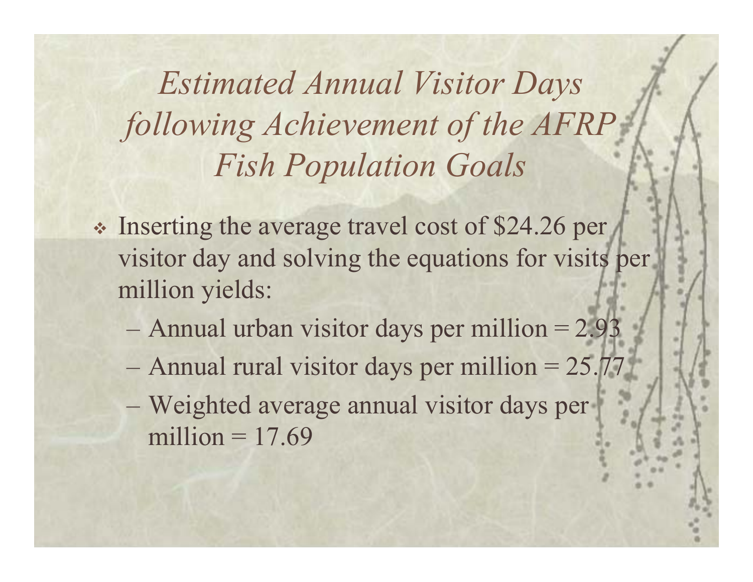# *Estimated Annual Visitor Days following Achievement of the AFRP Fish Population Goals*

- Inserting the average travel cost of $24.26 per visitor day and solving the equations for visits per million yields:
  - Annual urban visitor days per million = 2.93
  - Annual rural visitor days per million = 25.77
  - Weighted average annual visitor days per million = 17.69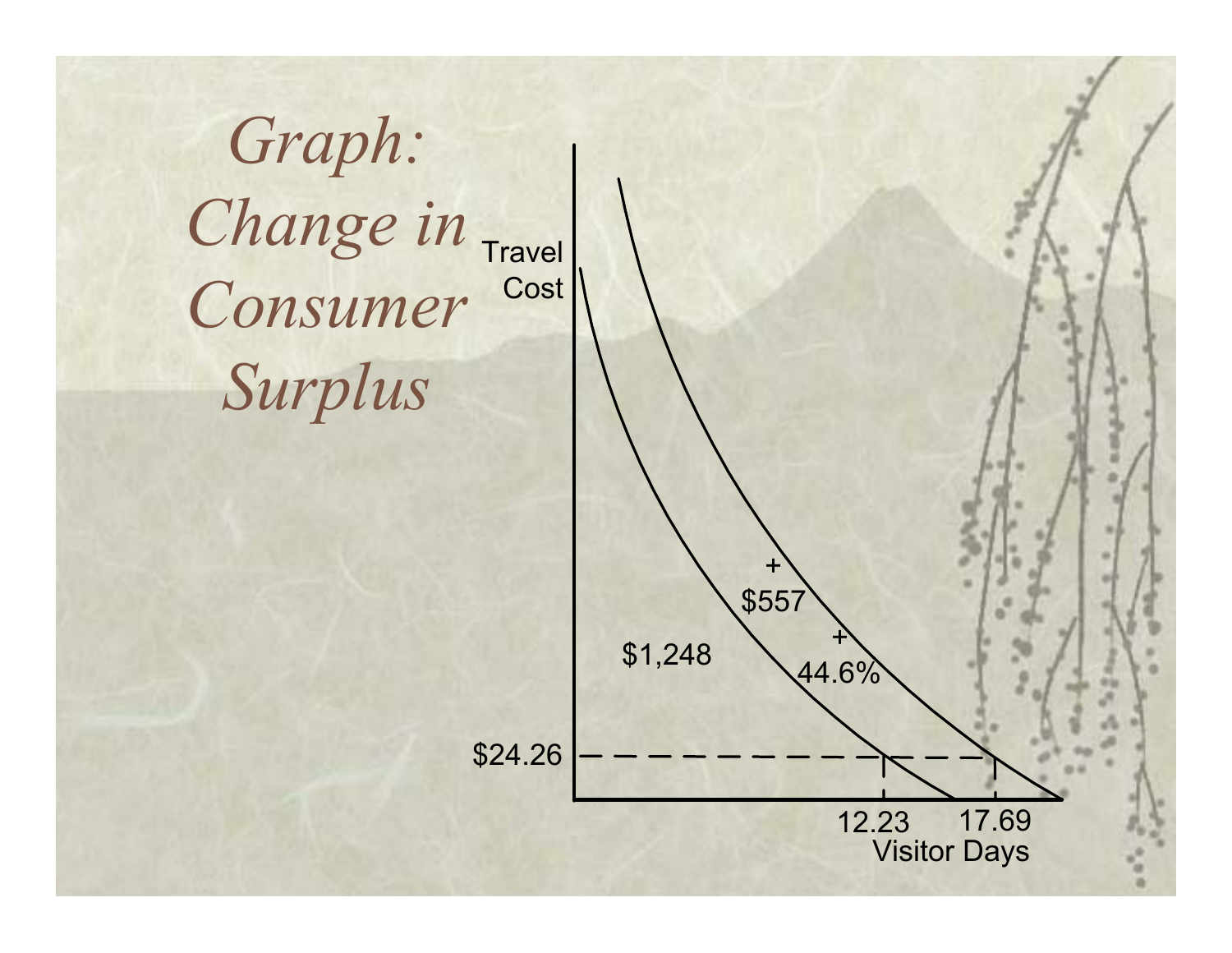# *Graph: Change in Consumer Surplus*

Travel Cost

+ $557

+ 44.6%

$1,248

$24.26

12.23

17.69

Visitor Days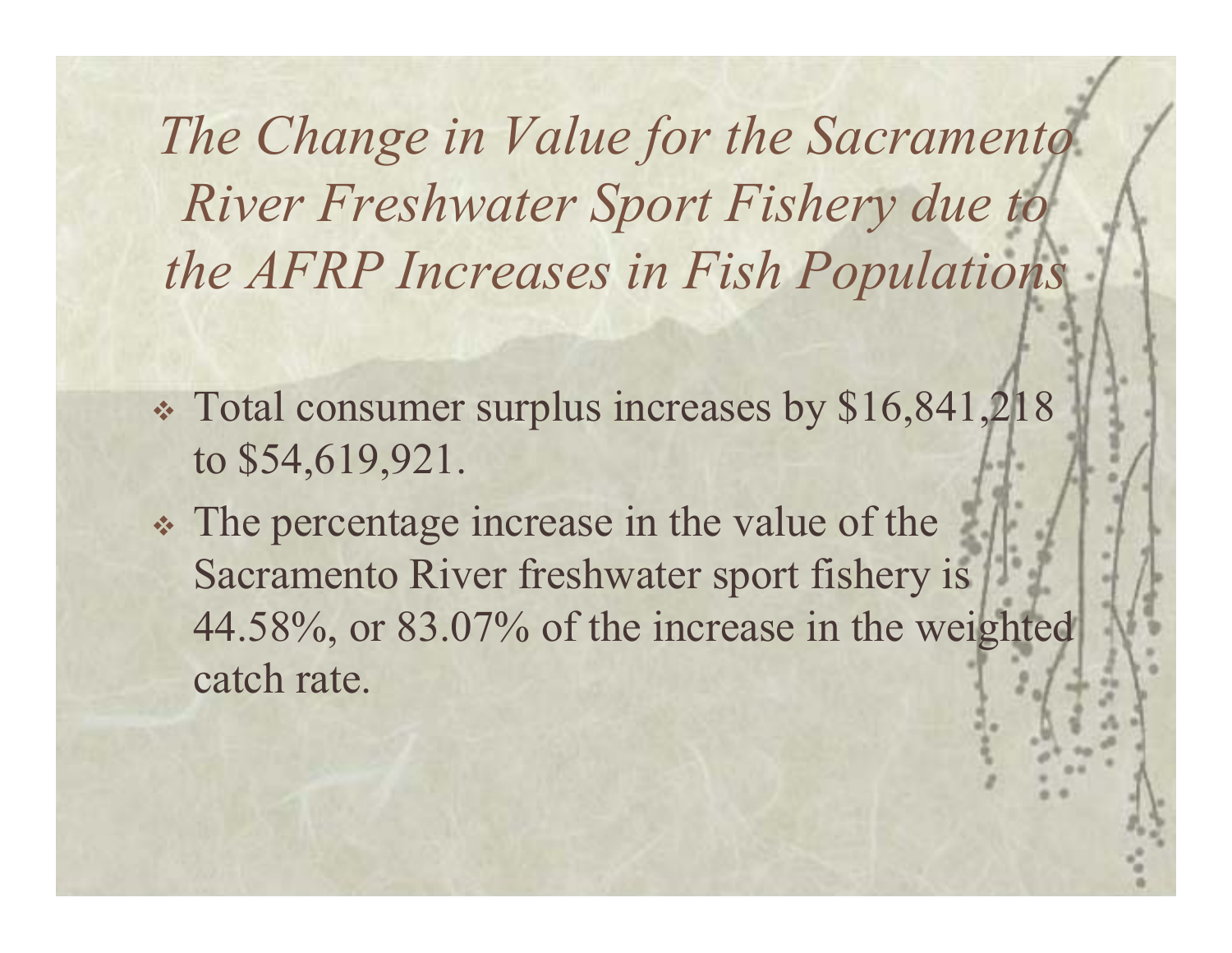# *The Change in Value for the Sacramento River Freshwater Sport Fishery due to the AFRP Increases in Fish Populations*

- Total consumer surplus increases by $16,841,218 to $54,619,921.
- The percentage increase in the value of the Sacramento River freshwater sport fishery is 44.58%, or 83.07% of the increase in the weighted catch rate.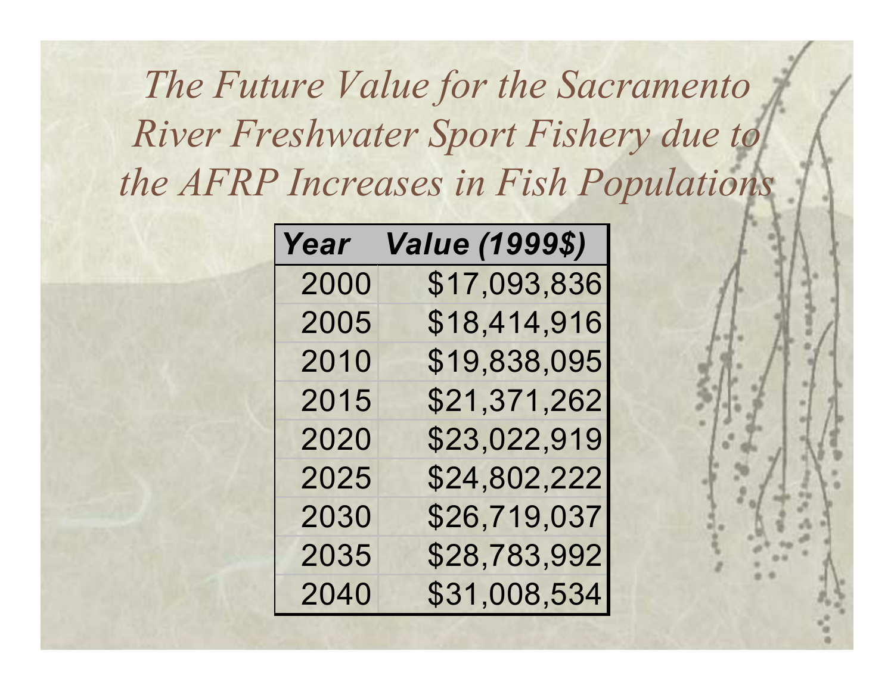# *The Future Value for the Sacramento River Freshwater Sport Fishery due to the AFRP Increases in Fish Populations*

| *Year* | *Value (1999$)* |
|---|---|
| 2000 | $17,093,836 |
| 2005 | $18,414,916 |
| 2010 | $19,838,095 |
| 2015 | $21,371,262 |
| 2020 | $23,022,919 |
| 2025 | $24,802,222 |
| 2030 | $26,719,037 |
| 2035 | $28,783,992 |
| 2040 | $31,008,534 |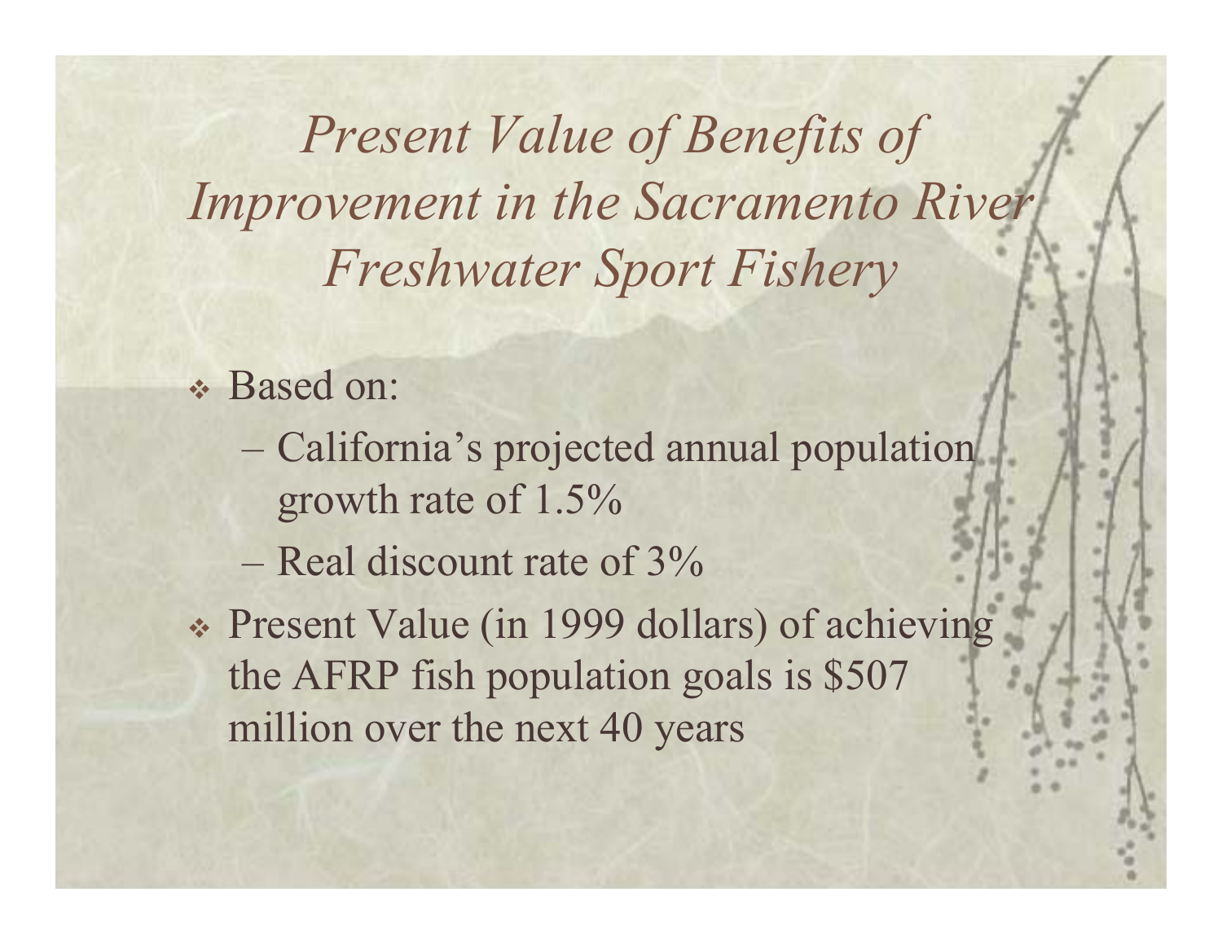# *Present Value of Benefits of Improvement in the Sacramento River Freshwater Sport Fishery*

- Based on:
  - California's projected annual population growth rate of 1.5%
  - Real discount rate of 3%
- Present Value (in 1999 dollars) of achieving the AFRP fish population goals is $507 million over the next 40 years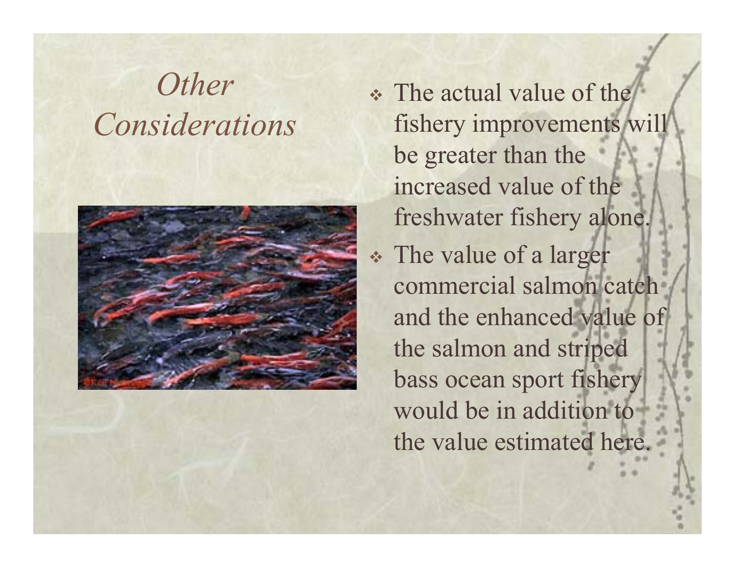# *Other Considerations*

- The actual value of the fishery improvements will be greater than the increased value of the freshwater fishery alone.
- The value of a larger commercial salmon catch and the enhanced value of the salmon and striped bass ocean sport fishery would be in addition to the value estimated here.